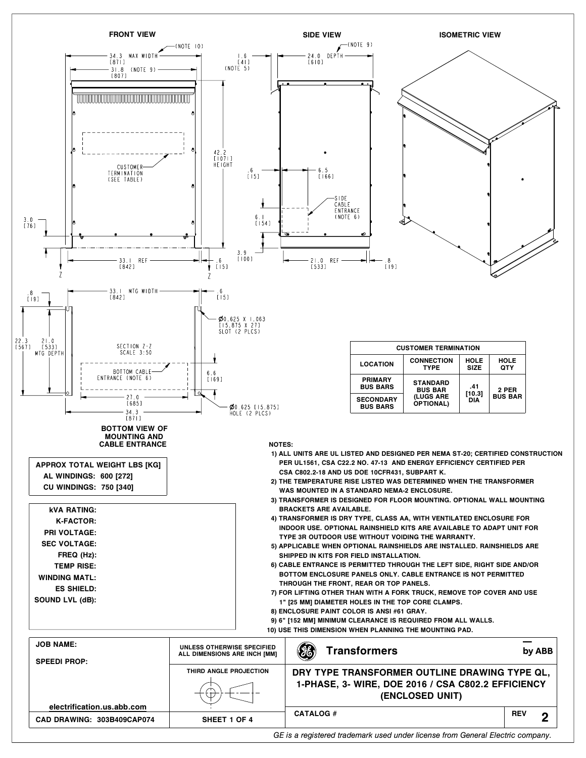**FRONT VIEW**

34.3 MAX WIDTH [871] (NOTE 10)

31.8 (NOTE 9) [807]

42.2 [1071] HEIGHT

CUSTOMER TERMINATION (SEE TABLE)

3.0 [76]

33.1 REF [842]

.6 [15]

Z Z

**SIDE VIEW**

1.6 [41] (NOTE 5)

24.0 DEPTH [610] (NOTE 9)

.6 [15]

6.5 [166]

SIDE CABLE ENTRANCE (NOTE 6)

6.1 [154]

3.9 [100]

21.0 REF [533]

.8 [19]

**ISOMETRIC VIEW**

.8 [19]

33.1 MTG WIDTH [842]

.6 [15]

Ø0.625 X 1.063 [15.875 X 27] SLOT (2 PLCS)

22.3 [567]

21.0 [533] MTG DEPTH

SECTION Z-Z SCALE 3:50

BOTTOM CABLE ENTRANCE (NOTE 6)

6.6 [169]

27.0 [685]

34.3 [871]

Ø0.625 [15.875] HOLE (2 PLCS)

**BOTTOM VIEW OF MOUNTING AND CABLE ENTRANCE**

| CUSTOMER TERMINATION | | | |
|---|---|---|---|
| **LOCATION** | **CONNECTION TYPE** | **HOLE SIZE** | **HOLE QTY** |
| **PRIMARY BUS BARS** | **STANDARD BUS BAR (LUGS ARE OPTIONAL)** | **.41 [10.3] DIA** | **2 PER BUS BAR** |
| **SECONDARY BUS BARS** | | | |

| **APPROX TOTAL WEIGHT LBS [KG]** |
|---|
| **AL WINDINGS: 600 [272]** |
| **CU WINDINGS: 750 [340]** |

**kVA RATING:**
**K-FACTOR:**
**PRI VOLTAGE:**
**SEC VOLTAGE:**
**FREQ (Hz):**
**TEMP RISE:**
**WINDING MATL:**
**ES SHIELD:**
**SOUND LVL (dB):**

**NOTES:**

1) ALL UNITS ARE UL LISTED AND DESIGNED PER NEMA ST-20; CERTIFIED CONSTRUCTION PER UL1561, CSA C22.2 NO. 47-13 AND ENERGY EFFICIENCY CERTIFIED PER CSA C802.2-18 AND US DOE 10CFR431, SUBPART K.
2) THE TEMPERATURE RISE LISTED WAS DETERMINED WHEN THE TRANSFORMER WAS MOUNTED IN A STANDARD NEMA-2 ENCLOSURE.
3) TRANSFORMER IS DESIGNED FOR FLOOR MOUNTING. OPTIONAL WALL MOUNTING BRACKETS ARE AVAILABLE.
4) TRANSFORMER IS DRY TYPE, CLASS AA, WITH VENTILATED ENCLOSURE FOR INDOOR USE. OPTIONAL RAINSHIELD KITS ARE AVAILABLE TO ADAPT UNIT FOR TYPE 3R OUTDOOR USE WITHOUT VOIDING THE WARRANTY.
5) APPLICABLE WHEN OPTIONAL RAINSHIELDS ARE INSTALLED. RAINSHIELDS ARE SHIPPED IN KITS FOR FIELD INSTALLATION.
6) CABLE ENTRANCE IS PERMITTED THROUGH THE LEFT SIDE, RIGHT SIDE AND/OR BOTTOM ENCLOSURE PANELS ONLY. CABLE ENTRANCE IS NOT PERMITTED THROUGH THE FRONT, REAR OR TOP PANELS.
7) FOR LIFTING OTHER THAN WITH A FORK TRUCK, REMOVE TOP COVER AND USE 1" [25 MM] DIAMETER HOLES IN THE TOP CORE CLAMPS.
8) ENCLOSURE PAINT COLOR IS ANSI #61 GRAY.
9) 6" [152 MM] MINIMUM CLEARANCE IS REQUIRED FROM ALL WALLS.
10) USE THIS DIMENSION WHEN PLANNING THE MOUNTING PAD.

| **JOB NAME:** <br> **SPEEDI PROP:** <br> **electrification.us.abb.com** | UNLESS OTHERWISE SPECIFIED ALL DIMENSIONS ARE INCH [MM] <br> THIRD ANGLE PROJECTION | **Transformers** by ABB <br> **DRY TYPE TRANSFORMER OUTLINE DRAWING TYPE QL, 1-PHASE, 3- WIRE, DOE 2016 / CSA C802.2 EFFICIENCY (ENCLOSED UNIT)** | |
|---|---|---|---|
| **CAD DRAWING: 303B409CAP074** | **SHEET 1 OF 4** | **CATALOG #** | **REV 2** |

*GE is a registered trademark used under license from General Electric company.*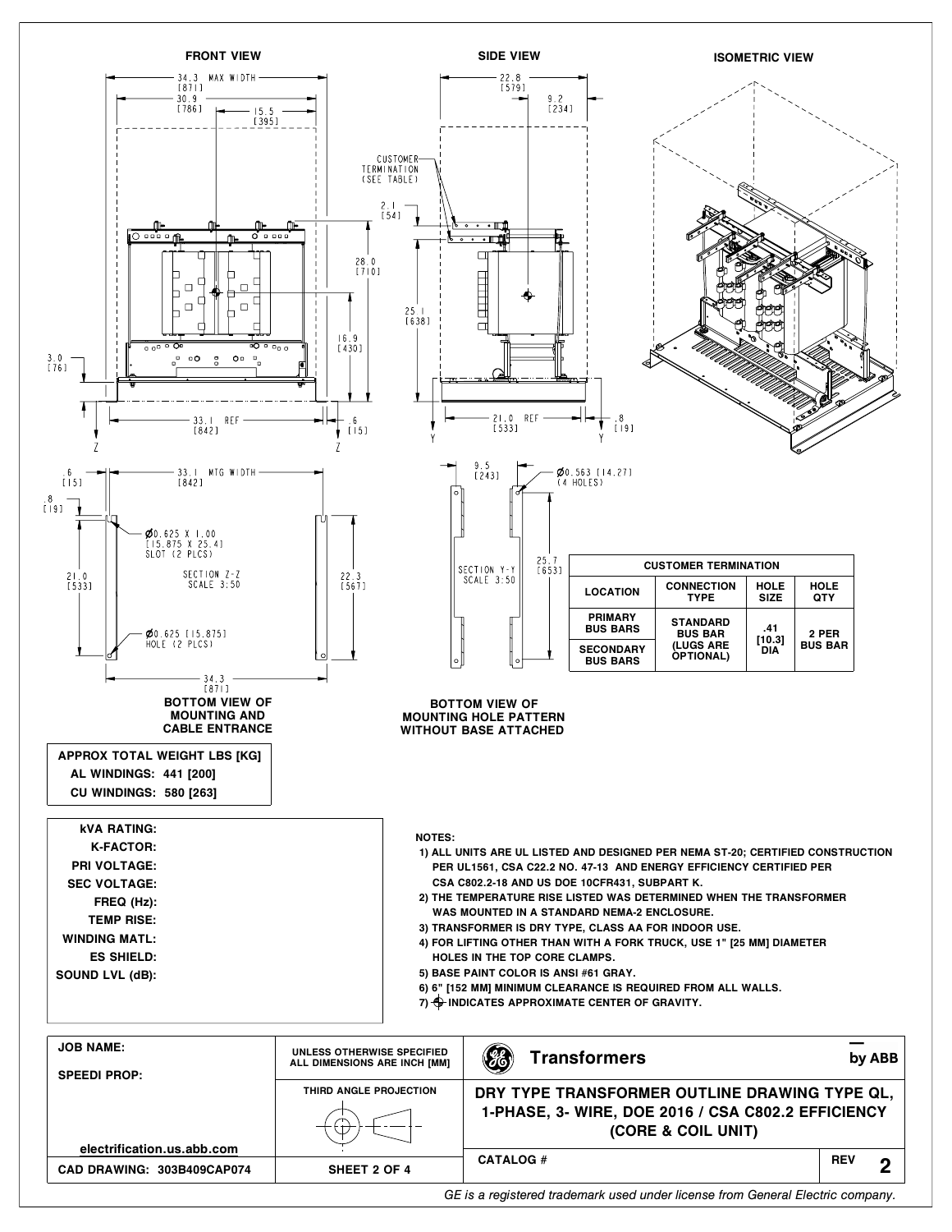**FRONT VIEW**

34.3 MAX WIDTH [871]
30.9 [786]
15.5 [395]
28.0 [710]
16.9 [430]
3.0 [76]
33.1 REF [842]
.6 [15]

**SIDE VIEW**

22.8 [579]
9.2 [234]
CUSTOMER TERMINATION (SEE TABLE)
2.1 [54]
25.1 [638]
21.0 REF [533]
.8 [19]

**ISOMETRIC VIEW**

.6 [15]
33.1 MTG WIDTH [842]
.8 [19]
Ø0.625 X 1.00 [15.875 X 25.4] SLOT (2 PLCS)
21.0 [533]
SECTION Z-Z SCALE 3:50
22.3 [567]
Ø0.625 [15.875] HOLE (2 PLCS)
34.3 [871]

**BOTTOM VIEW OF MOUNTING AND CABLE ENTRANCE**

9.5 [243]
Ø0.563 [14.27] (4 HOLES)
SECTION Y-Y SCALE 3:50
25.7 [653]

**BOTTOM VIEW OF MOUNTING HOLE PATTERN WITHOUT BASE ATTACHED**

| CUSTOMER TERMINATION | | | |
|---|---|---|---|
| LOCATION | CONNECTION TYPE | HOLE SIZE | HOLE QTY |
| PRIMARY BUS BARS | STANDARD BUS BAR (LUGS ARE OPTIONAL) | .41 [10.3] DIA | 2 PER BUS BAR |
| SECONDARY BUS BARS | | | |

| APPROX TOTAL WEIGHT LBS [KG] |
|---|
| AL WINDINGS: 441 [200] |
| CU WINDINGS: 580 [263] |

**kVA RATING:**
**K-FACTOR:**
**PRI VOLTAGE:**
**SEC VOLTAGE:**
**FREQ (Hz):**
**TEMP RISE:**
**WINDING MATL:**
**ES SHIELD:**
**SOUND LVL (dB):**

**NOTES:**

1) ALL UNITS ARE UL LISTED AND DESIGNED PER NEMA ST-20; CERTIFIED CONSTRUCTION PER UL1561, CSA C22.2 NO. 47-13 AND ENERGY EFFICIENCY CERTIFIED PER CSA C802.2-18 AND US DOE 10CFR431, SUBPART K.
2) THE TEMPERATURE RISE LISTED WAS DETERMINED WHEN THE TRANSFORMER WAS MOUNTED IN A STANDARD NEMA-2 ENCLOSURE.
3) TRANSFORMER IS DRY TYPE, CLASS AA FOR INDOOR USE.
4) FOR LIFTING OTHER THAN WITH A FORK TRUCK, USE 1" [25 MM] DIAMETER HOLES IN THE TOP CORE CLAMPS.
5) BASE PAINT COLOR IS ANSI #61 GRAY.
6) 6" [152 MM] MINIMUM CLEARANCE IS REQUIRED FROM ALL WALLS.
7) ⌖ INDICATES APPROXIMATE CENTER OF GRAVITY.

| JOB NAME: SPEEDI PROP: electrification.us.abb.com | UNLESS OTHERWISE SPECIFIED ALL DIMENSIONS ARE INCH [MM] | GE Transformers by ABB | |
|---|---|---|---|
| | THIRD ANGLE PROJECTION | DRY TYPE TRANSFORMER OUTLINE DRAWING TYPE QL, 1-PHASE, 3- WIRE, DOE 2016 / CSA C802.2 EFFICIENCY (CORE & COIL UNIT) | |
| CAD DRAWING: 303B409CAP074 | SHEET 2 OF 4 | CATALOG # | REV 2 |

*GE is a registered trademark used under license from General Electric company.*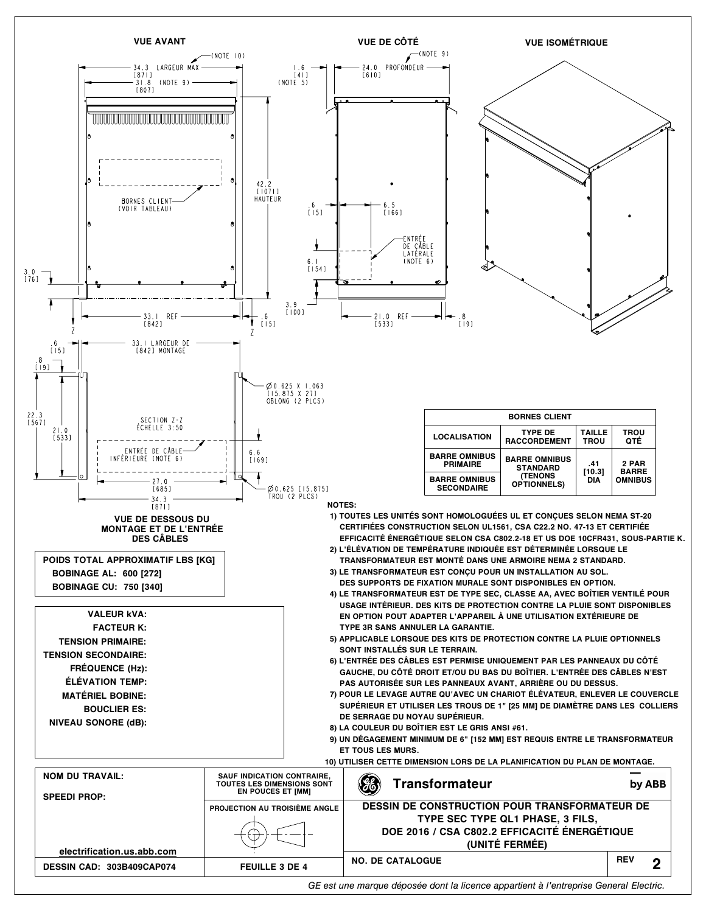## VUE AVANT

34.3 LARGEUR MAX [871] (NOTE 10)
31.8 (NOTE 9) [807]
42.2 [1071] HAUTEUR
BORNES CLIENT (VOIR TABLEAU)
3.0 [76]
33.1 REF [842]
.6 [15]

## VUE DE CÔTÉ

1.6 [41] (NOTE 5)
24.0 PROFONDEUR [610] (NOTE 9)
.6 [15]
6.5 [166]
ENTRÉE DE CÂBLE LATÉRALE (NOTE 6)
6.1 [154]
3.9 [100]
21.0 REF [533]
.8 [19]

## VUE ISOMÉTRIQUE

## VUE DE DESSOUS DU MONTAGE ET DE L'ENTRÉE DES CÂBLES

SECTION Z-Z ÉCHELLE 3:50

.6 [15]
33.1 LARGEUR DE [842] MONTAGE
.8 [19]
22.3 [567]
21.0 [533]
Ø0.625 X 1.063 [15.875 X 27] OBLONG (2 PLCS)
ENTRÉE DE CÂBLE INFÉRIEURE (NOTE 6)
6.6 [169]
27.0 [685]
34.3 [871]
Ø0.625 [15.875] TROU (2 PLCS)

**POIDS TOTAL APPROXIMATIF LBS [KG]**
- **BOBINAGE AL: 600 [272]**
- **BOBINAGE CU: 750 [340]**

| BORNES CLIENT | | | |
|---|---|---|---|
| LOCALISATION | TYPE DE RACCORDEMENT | TAILLE TROU | TROU QTÉ |
| BARRE OMNIBUS PRIMAIRE | BARRE OMNIBUS STANDARD (TENONS OPTIONNELS) | .41 [10.3] DIA | 2 PAR BARRE OMNIBUS |
| BARRE OMNIBUS SECONDAIRE | | | |

**VALEUR kVA:**
**FACTEUR K:**
**TENSION PRIMAIRE:**
**TENSION SECONDAIRE:**
**FRÉQUENCE (Hz):**
**ÉLÉVATION TEMP:**
**MATÉRIEL BOBINE:**
**BOUCLIER ES:**
**NIVEAU SONORE (dB):**

**NOTES:**

1) TOUTES LES UNITÉS SONT HOMOLOGUÉES UL ET CONÇUES SELON NEMA ST-20 CERTIFIÉES CONSTRUCTION SELON UL1561, CSA C22.2 NO. 47-13 ET CERTIFIÉE EFFICACITÉ ÉNERGÉTIQUE SELON CSA C802.2-18 ET US DOE 10CFR431, SOUS-PARTIE K.
2) L'ÉLÉVATION DE TEMPÉRATURE INDIQUÉE EST DÉTERMINÉE LORSQUE LE TRANSFORMATEUR EST MONTÉ DANS UNE ARMOIRE NEMA 2 STANDARD.
3) LE TRANSFORMATEUR EST CONÇU POUR UN INSTALLATION AU SOL. DES SUPPORTS DE FIXATION MURALE SONT DISPONIBLES EN OPTION.
4) LE TRANSFORMATEUR EST DE TYPE SEC, CLASSE AA, AVEC BOÎTIER VENTILÉ POUR USAGE INTÉRIEUR. DES KITS DE PROTECTION CONTRE LA PLUIE SONT DISPONIBLES EN OPTION POUT ADAPTER L'APPAREIL À UNE UTILISATION EXTÉRIEURE DE TYPE 3R SANS ANNULER LA GARANTIE.
5) APPLICABLE LORSQUE DES KITS DE PROTECTION CONTRE LA PLUIE OPTIONNELS SONT INSTALLÉS SUR LE TERRAIN.
6) L'ENTRÉE DES CÂBLES EST PERMISE UNIQUEMENT PAR LES PANNEAUX DU CÔTÉ GAUCHE, DU CÔTÉ DROIT ET/OU DU BAS DU BOÎTIER. L'ENTRÉE DES CÂBLES N'EST PAS AUTORISÉE SUR LES PANNEAUX AVANT, ARRIÈRE OU DU DESSUS.
7) POUR LE LEVAGE AUTRE QU'AVEC UN CHARIOT ÉLÉVATEUR, ENLEVER LE COUVERCLE SUPÉRIEUR ET UTILISER LES TROUS DE 1" [25 MM] DE DIAMÈTRE DANS LES COLLIERS DE SERRAGE DU NOYAU SUPÉRIEUR.
8) LA COULEUR DU BOÎTIER EST LE GRIS ANSI #61.
9) UN DÉGAGEMENT MINIMUM DE 6" [152 MM] EST REQUIS ENTRE LE TRANSFORMATEUR ET TOUS LES MURS.
10) UTILISER CETTE DIMENSION LORS DE LA PLANIFICATION DU PLAN DE MONTAGE.

| NOM DU TRAVAIL: SPEEDI PROP: electrification.us.abb.com | SAUF INDICATION CONTRAIRE, TOUTES LES DIMENSIONS SONT EN POUCES ET [MM] | Transformateur — by ABB |
|---|---|---|
| | PROJECTION AU TROISIÈME ANGLE | DESSIN DE CONSTRUCTION POUR TRANSFORMATEUR DE TYPE SEC TYPE QL1 PHASE, 3 FILS, DOE 2016 / CSA C802.2 EFFICACITÉ ÉNERGÉTIQUE (UNITÉ FERMÉE) |
| DESSIN CAD: 303B409CAP074 | FEUILLE 3 DE 4 | NO. DE CATALOGUE — REV 2 |

*GE est une marque déposée dont la licence appartient à l'entreprise General Electric.*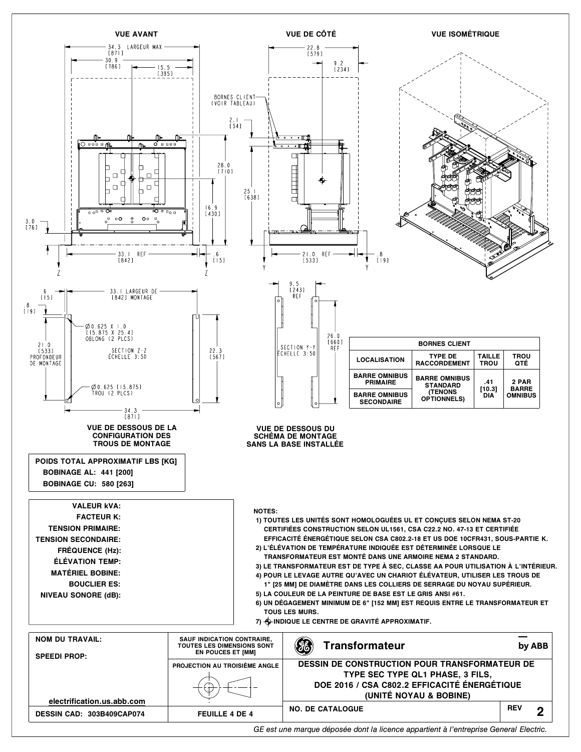VUE AVANT

34.3 LARGEUR MAX [871]
30.9 [786]
15.5 [395]
28.0 [710]
16.9 [430]
3.0 [76]
33.1 REF [842]
.6 [15]
Z
Z

VUE DE CÔTÉ

22.8 [579]
9.2 [234]
BORNES CLIENT (VOIR TABLEAU)
2.1 [54]
25.1 [638]
21.0 REF [533]
.8 [19]
Y
Y

VUE ISOMÉTRIQUE

.6 [15]
33.1 LARGEUR DE [842] MONTAGE
.8 [19]
Ø 0.625 X 1.0 [15.875 X 25.4] OBLONG (2 PLCS)
21.0 [533] PROFONDEUR DE MONTAGE
SECTION Z-Z ÉCHELLE 3:50
22.3 [567]
Ø 0.625 [15.875] TROU (2 PLCS)
34.3 [871]

**VUE DE DESSOUS DE LA CONFIGURATION DES TROUS DE MONTAGE**

9.5 [243] REF
SECTION Y-Y ÉCHELLE 3:50
26.0 [660] REF

**VUE DE DESSOUS DU SCHÉMA DE MONTAGE SANS LA BASE INSTALLÉE**

| BORNES CLIENT | | | |
|---|---|---|---|
| **LOCALISATION** | **TYPE DE RACCORDEMENT** | **TAILLE TROU** | **TROU QTÉ** |
| **BARRE OMNIBUS PRIMAIRE** | **BARRE OMNIBUS STANDARD (TENONS OPTIONNELS)** | **.41 [10.3] DIA** | **2 PAR BARRE OMNIBUS** |
| **BARRE OMNIBUS SECONDAIRE** | | | |

**POIDS TOTAL APPROXIMATIF LBS [KG]**
**BOBINAGE AL: 441 [200]**
**BOBINAGE CU: 580 [263]**

**VALEUR kVA:**
**FACTEUR K:**
**TENSION PRIMAIRE:**
**TENSION SECONDAIRE:**
**FRÉQUENCE (Hz):**
**ÉLÉVATION TEMP:**
**MATÉRIEL BOBINE:**
**BOUCLIER ES:**
**NIVEAU SONORE (dB):**

**NOTES:**

1) TOUTES LES UNITÉS SONT HOMOLOGUÉES UL ET CONÇUES SELON NEMA ST-20 CERTIFIÉES CONSTRUCTION SELON UL1561, CSA C22.2 NO. 47-13 ET CERTIFIÉE EFFICACITÉ ÉNERGÉTIQUE SELON CSA C802.2-18 ET US DOE 10CFR431, SOUS-PARTIE K.
2) L'ÉLÉVATION DE TEMPÉRATURE INDIQUÉE EST DÉTERMINÉE LORSQUE LE TRANSFORMATEUR EST MONTÉ DANS UNE ARMOIRE NEMA 2 STANDARD.
3) LE TRANSFORMATEUR EST DE TYPE À SEC, CLASSE AA POUR UTILISATION À L'INTÉRIEUR.
4) POUR LE LEVAGE AUTRE QU'AVEC UN CHARIOT ÉLÉVATEUR, UTILISER LES TROUS DE 1" [25 MM] DE DIAMÈTRE DANS LES COLLIERS DE SERRAGE DU NOYAU SUPÉRIEUR.
5) LA COULEUR DE LA PEINTURE DE BASE EST LE GRIS ANSI #61.
6) UN DÉGAGEMENT MINIMUM DE 6" [152 MM] EST REQUIS ENTRE LE TRANSFORMATEUR ET TOUS LES MURS.
7) ⌖ INDIQUE LE CENTRE DE GRAVITÉ APPROXIMATIF.

| | | | |
|---|---|---|---|
| **NOM DU TRAVAIL:**<br><br>**SPEEDI PROP:**<br><br>**electrification.us.abb.com** | **SAUF INDICATION CONTRAIRE, TOUTES LES DIMENSIONS SONT EN POUCES ET [MM]**<br><br>**PROJECTION AU TROISIÈME ANGLE** | **Transformateur** — **by ABB**<br><br>**DESSIN DE CONSTRUCTION POUR TRANSFORMATEUR DE TYPE SEC TYPE QL1 PHASE, 3 FILS, DOE 2016 / CSA C802.2 EFFICACITÉ ÉNERGÉTIQUE (UNITÉ NOYAU & BOBINE)** | |
| **DESSIN CAD: 303B409CAP074** | **FEUILLE 4 DE 4** | **NO. DE CATALOGUE** | **REV 2** |

*GE est une marque déposée dont la licence appartient à l'entreprise General Electric.*